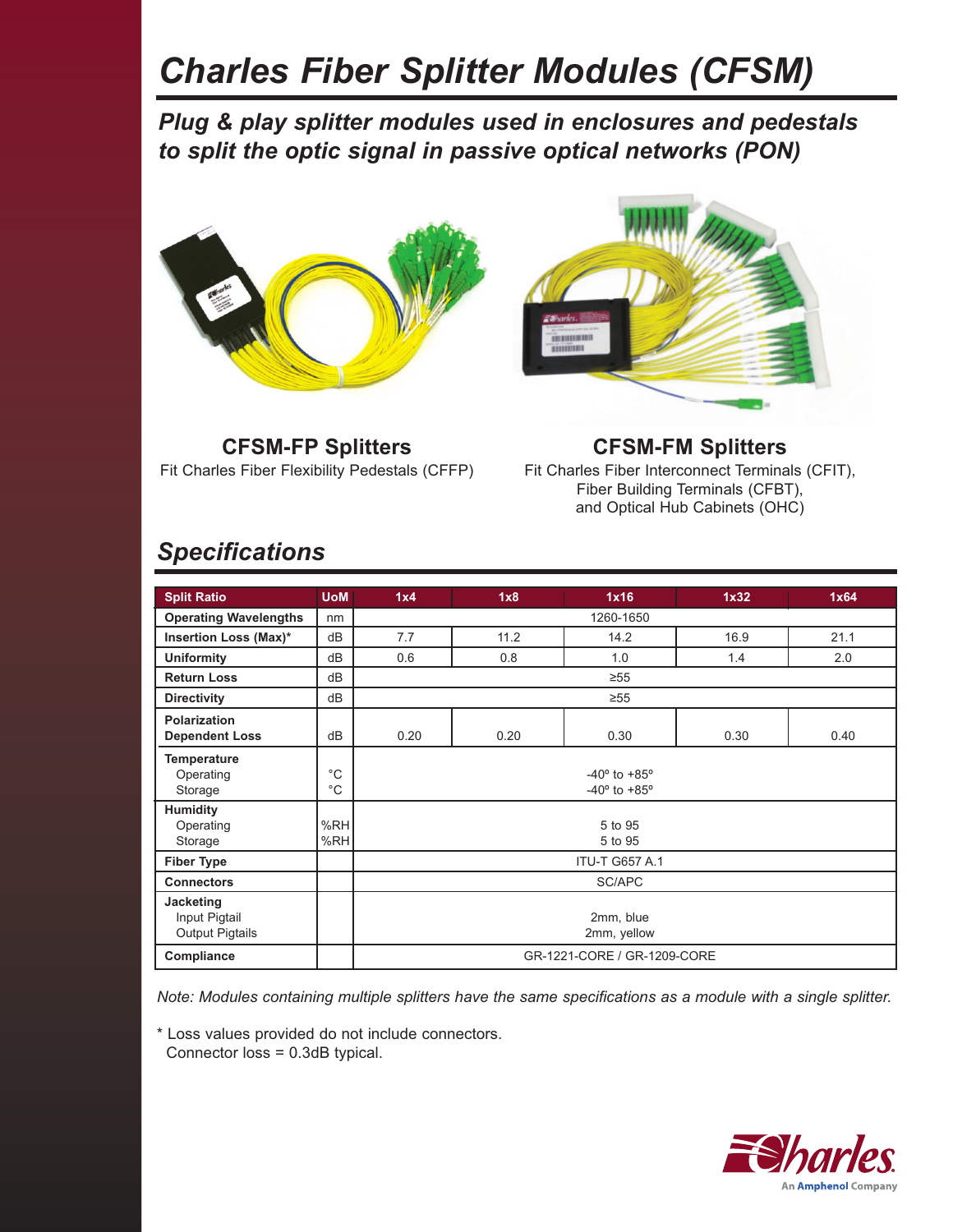# Charles Fiber Splitter Modules (CFSM)

## *Plug & play splitter modules used in enclosures and pedestals to split the optic signal in passive optical networks (PON)*

**CFSM-FP Splitters**

Fit Charles Fiber Flexibility Pedestals (CFFP)

**CFSM-FM Splitters**

Fit Charles Fiber Interconnect Terminals (CFIT), Fiber Building Terminals (CFBT), and Optical Hub Cabinets (OHC)

## *Specifications*

| Split Ratio | UoM | 1x4 | 1x8 | 1x16 | 1x32 | 1x64 |
|---|---|---|---|---|---|---|
| **Operating Wavelengths** | nm | 1260-1650 | | | | |
| **Insertion Loss (Max)*** | dB | 7.7 | 11.2 | 14.2 | 16.9 | 21.1 |
| **Uniformity** | dB | 0.6 | 0.8 | 1.0 | 1.4 | 2.0 |
| **Return Loss** | dB | ≥55 | | | | |
| **Directivity** | dB | ≥55 | | | | |
| **Polarization Dependent Loss** | dB | 0.20 | 0.20 | 0.30 | 0.30 | 0.40 |
| **Temperature** | | | | | | |
| Operating | °C | -40° to +85° | | | | |
| Storage | °C | -40° to +85° | | | | |
| **Humidity** | | | | | | |
| Operating | %RH | 5 to 95 | | | | |
| Storage | %RH | 5 to 95 | | | | |
| **Fiber Type** | | ITU-T G657 A.1 | | | | |
| **Connectors** | | SC/APC | | | | |
| **Jacketing** | | | | | | |
| Input Pigtail | | 2mm, blue | | | | |
| Output Pigtails | | 2mm, yellow | | | | |
| **Compliance** | | GR-1221-CORE / GR-1209-CORE | | | | |

*Note: Modules containing multiple splitters have the same specifications as a module with a single splitter.*

* Loss values provided do not include connectors.
Connector loss = 0.3dB typical.

Charles
An Amphenol Company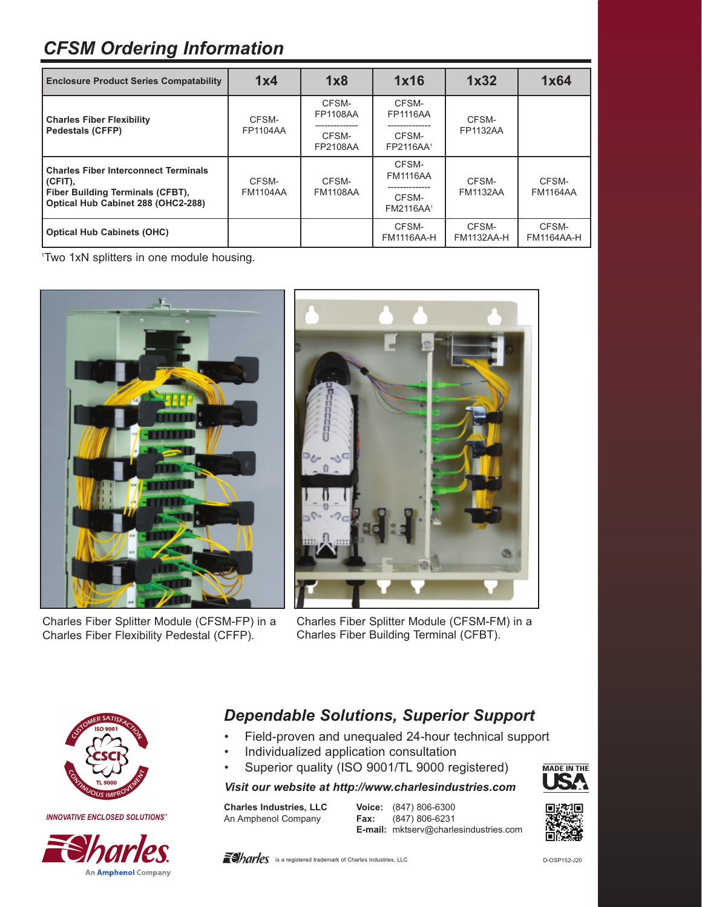## CFSM Ordering Information

| Enclosure Product Series Compatability | 1x4 | 1x8 | 1x16 | 1x32 | 1x64 |
|---|---|---|---|---|---|
| **Charles Fiber Flexibility Pedestals (CFFP)** | CFSM-FP1104AA | CFSM-FP1108AA<br>--------------<br>CFSM-FP2108AA | CFSM-FP1116AA<br>--------------<br>CFSM-FP2116AA[1] | CFSM-FP1132AA | |
| **Charles Fiber Interconnect Terminals (CFIT), Fiber Building Terminals (CFBT), Optical Hub Cabinet 288 (OHC2-288)** | CFSM-FM1104AA | CFSM-FM1108AA | CFSM-FM1116AA<br>--------------<br>CFSM-FM2116AA[1] | CFSM-FM1132AA | CFSM-FM1164AA |
| **Optical Hub Cabinets (OHC)** | | | CFSM-FM1116AA-H | CFSM-FM1132AA-H | CFSM-FM1164AA-H |

[1]Two 1xN splitters in one module housing.

Charles Fiber Splitter Module (CFSM-FP) in a Charles Fiber Flexibility Pedestal (CFFP).

Charles Fiber Splitter Module (CFSM-FM) in a Charles Fiber Building Terminal (CFBT).

*INNOVATIVE ENCLOSED SOLUTIONS™*

## *Dependable Solutions, Superior Support*

- Field-proven and unequaled 24-hour technical support
- Individualized application consultation
- Superior quality (ISO 9001/TL 9000 registered)

***Visit our website at http://www.charlesindustries.com***

**Charles Industries, LLC**
An Amphenol Company

**Voice:** (847) 806-6300
**Fax:** (847) 806-6231
**E-mail:** mktserv@charlesindustries.com

Charles is a registered trademark of Charles Industries, LLC

D-OSP152-J20